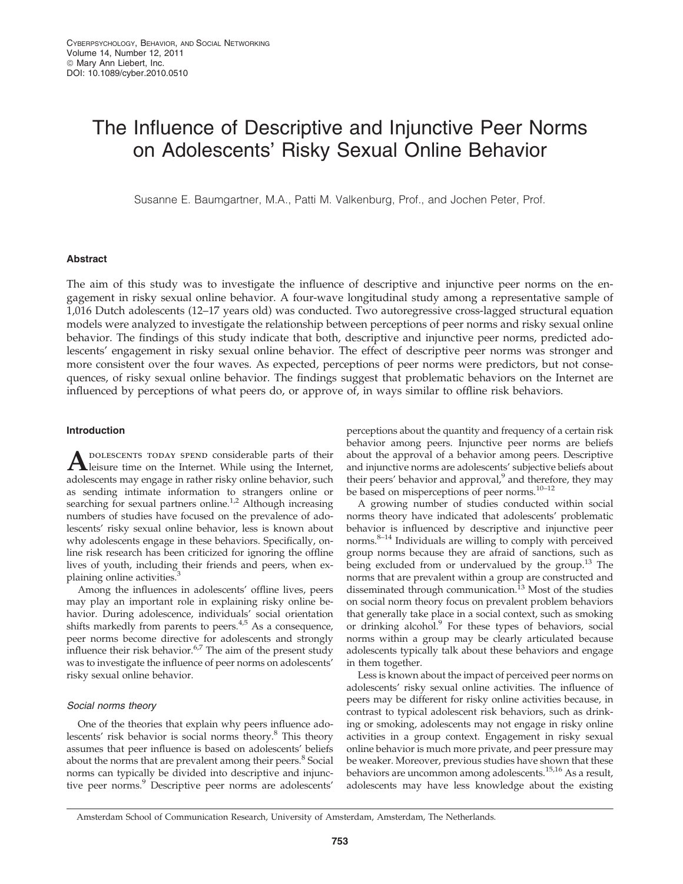# The Influence of Descriptive and Injunctive Peer Norms on Adolescents' Risky Sexual Online Behavior

Susanne E. Baumgartner, M.A., Patti M. Valkenburg, Prof., and Jochen Peter, Prof.

## Abstract

The aim of this study was to investigate the influence of descriptive and injunctive peer norms on the engagement in risky sexual online behavior. A four-wave longitudinal study among a representative sample of 1,016 Dutch adolescents (12–17 years old) was conducted. Two autoregressive cross-lagged structural equation models were analyzed to investigate the relationship between perceptions of peer norms and risky sexual online behavior. The findings of this study indicate that both, descriptive and injunctive peer norms, predicted adolescents' engagement in risky sexual online behavior. The effect of descriptive peer norms was stronger and more consistent over the four waves. As expected, perceptions of peer norms were predictors, but not consequences, of risky sexual online behavior. The findings suggest that problematic behaviors on the Internet are influenced by perceptions of what peers do, or approve of, in ways similar to offline risk behaviors.

## Introduction

Adolescents today spend considerable parts of their leisure time on the Internet. While using the Internet, adolescents may engage in rather risky online behavior, such as sending intimate information to strangers online or searching for sexual partners online.[1,2] Although increasing numbers of studies have focused on the prevalence of adolescents' risky sexual online behavior, less is known about why adolescents engage in these behaviors. Specifically, online risk research has been criticized for ignoring the offline lives of youth, including their friends and peers, when explaining online activities.[3]

Among the influences in adolescents' offline lives, peers may play an important role in explaining risky online behavior. During adolescence, individuals' social orientation shifts markedly from parents to peers.[4,5] As a consequence, peer norms become directive for adolescents and strongly influence their risk behavior.[6,7] The aim of the present study was to investigate the influence of peer norms on adolescents' risky sexual online behavior.

### *Social norms theory*

One of the theories that explain why peers influence adolescents' risk behavior is social norms theory.[8] This theory assumes that peer influence is based on adolescents' beliefs about the norms that are prevalent among their peers.[8] Social norms can typically be divided into descriptive and injunctive peer norms.[9] Descriptive peer norms are adolescents' perceptions about the quantity and frequency of a certain risk behavior among peers. Injunctive peer norms are beliefs about the approval of a behavior among peers. Descriptive and injunctive norms are adolescents' subjective beliefs about their peers' behavior and approval,[9] and therefore, they may be based on misperceptions of peer norms.[10–12]

A growing number of studies conducted within social norms theory have indicated that adolescents' problematic behavior is influenced by descriptive and injunctive peer norms.[8–14] Individuals are willing to comply with perceived group norms because they are afraid of sanctions, such as being excluded from or undervalued by the group.[13] The norms that are prevalent within a group are constructed and disseminated through communication.[13] Most of the studies on social norm theory focus on prevalent problem behaviors that generally take place in a social context, such as smoking or drinking alcohol.[9] For these types of behaviors, social norms within a group may be clearly articulated because adolescents typically talk about these behaviors and engage in them together.

Less is known about the impact of perceived peer norms on adolescents' risky sexual online activities. The influence of peers may be different for risky online activities because, in contrast to typical adolescent risk behaviors, such as drinking or smoking, adolescents may not engage in risky online activities in a group context. Engagement in risky sexual online behavior is much more private, and peer pressure may be weaker. Moreover, previous studies have shown that these behaviors are uncommon among adolescents.[15,16] As a result, adolescents may have less knowledge about the existing

Amsterdam School of Communication Research, University of Amsterdam, Amsterdam, The Netherlands.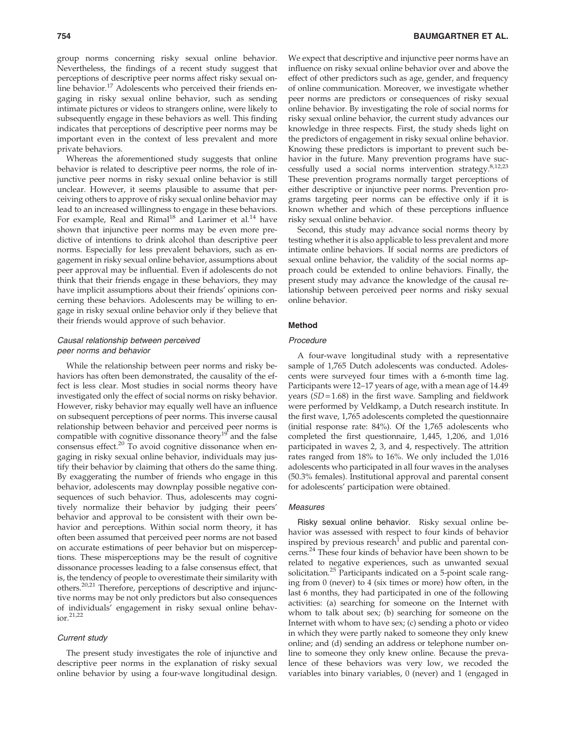group norms concerning risky sexual online behavior. Nevertheless, the findings of a recent study suggest that perceptions of descriptive peer norms affect risky sexual online behavior.[17] Adolescents who perceived their friends engaging in risky sexual online behavior, such as sending intimate pictures or videos to strangers online, were likely to subsequently engage in these behaviors as well. This finding indicates that perceptions of descriptive peer norms may be important even in the context of less prevalent and more private behaviors.

Whereas the aforementioned study suggests that online behavior is related to descriptive peer norms, the role of injunctive peer norms in risky sexual online behavior is still unclear. However, it seems plausible to assume that perceiving others to approve of risky sexual online behavior may lead to an increased willingness to engage in these behaviors. For example, Real and Rimal[18] and Larimer et al.[14] have shown that injunctive peer norms may be even more predictive of intentions to drink alcohol than descriptive peer norms. Especially for less prevalent behaviors, such as engagement in risky sexual online behavior, assumptions about peer approval may be influential. Even if adolescents do not think that their friends engage in these behaviors, they may have implicit assumptions about their friends' opinions concerning these behaviors. Adolescents may be willing to engage in risky sexual online behavior only if they believe that their friends would approve of such behavior.

### *Causal relationship between perceived peer norms and behavior*

While the relationship between peer norms and risky behaviors has often been demonstrated, the causality of the effect is less clear. Most studies in social norms theory have investigated only the effect of social norms on risky behavior. However, risky behavior may equally well have an influence on subsequent perceptions of peer norms. This inverse causal relationship between behavior and perceived peer norms is compatible with cognitive dissonance theory[19] and the false consensus effect.[20] To avoid cognitive dissonance when engaging in risky sexual online behavior, individuals may justify their behavior by claiming that others do the same thing. By exaggerating the number of friends who engage in this behavior, adolescents may downplay possible negative consequences of such behavior. Thus, adolescents may cognitively normalize their behavior by judging their peers' behavior and approval to be consistent with their own behavior and perceptions. Within social norm theory, it has often been assumed that perceived peer norms are not based on accurate estimations of peer behavior but on misperceptions. These misperceptions may be the result of cognitive dissonance processes leading to a false consensus effect, that is, the tendency of people to overestimate their similarity with others.[20,21] Therefore, perceptions of descriptive and injunctive norms may be not only predictors but also consequences of individuals' engagement in risky sexual online behavior.[21,22]

### *Current study*

The present study investigates the role of injunctive and descriptive peer norms in the explanation of risky sexual online behavior by using a four-wave longitudinal design. We expect that descriptive and injunctive peer norms have an influence on risky sexual online behavior over and above the effect of other predictors such as age, gender, and frequency of online communication. Moreover, we investigate whether peer norms are predictors or consequences of risky sexual online behavior. By investigating the role of social norms for risky sexual online behavior, the current study advances our knowledge in three respects. First, the study sheds light on the predictors of engagement in risky sexual online behavior. Knowing these predictors is important to prevent such behavior in the future. Many prevention programs have successfully used a social norms intervention strategy.[8,12,23] These prevention programs normally target perceptions of either descriptive or injunctive peer norms. Prevention programs targeting peer norms can be effective only if it is known whether and which of these perceptions influence risky sexual online behavior.

Second, this study may advance social norms theory by testing whether it is also applicable to less prevalent and more intimate online behaviors. If social norms are predictors of sexual online behavior, the validity of the social norms approach could be extended to online behaviors. Finally, the present study may advance the knowledge of the causal relationship between perceived peer norms and risky sexual online behavior.

## Method

### *Procedure*

A four-wave longitudinal study with a representative sample of 1,765 Dutch adolescents was conducted. Adolescents were surveyed four times with a 6-month time lag. Participants were 12–17 years of age, with a mean age of 14.49 years ($SD = 1.68$) in the first wave. Sampling and fieldwork were performed by Veldkamp, a Dutch research institute. In the first wave, 1,765 adolescents completed the questionnaire (initial response rate: 84%). Of the 1,765 adolescents who completed the first questionnaire, 1,445, 1,206, and 1,016 participated in waves 2, 3, and 4, respectively. The attrition rates ranged from 18% to 16%. We only included the 1,016 adolescents who participated in all four waves in the analyses (50.3% females). Institutional approval and parental consent for adolescents' participation were obtained.

### *Measures*

**Risky sexual online behavior.** Risky sexual online behavior was assessed with respect to four kinds of behavior inspired by previous research[1] and public and parental concerns.[24] These four kinds of behavior have been shown to be related to negative experiences, such as unwanted sexual solicitation.[25] Participants indicated on a 5-point scale ranging from 0 (never) to 4 (six times or more) how often, in the last 6 months, they had participated in one of the following activities: (a) searching for someone on the Internet with whom to talk about sex; (b) searching for someone on the Internet with whom to have sex; (c) sending a photo or video in which they were partly naked to someone they only knew online; and (d) sending an address or telephone number online to someone they only knew online. Because the prevalence of these behaviors was very low, we recoded the variables into binary variables, 0 (never) and 1 (engaged in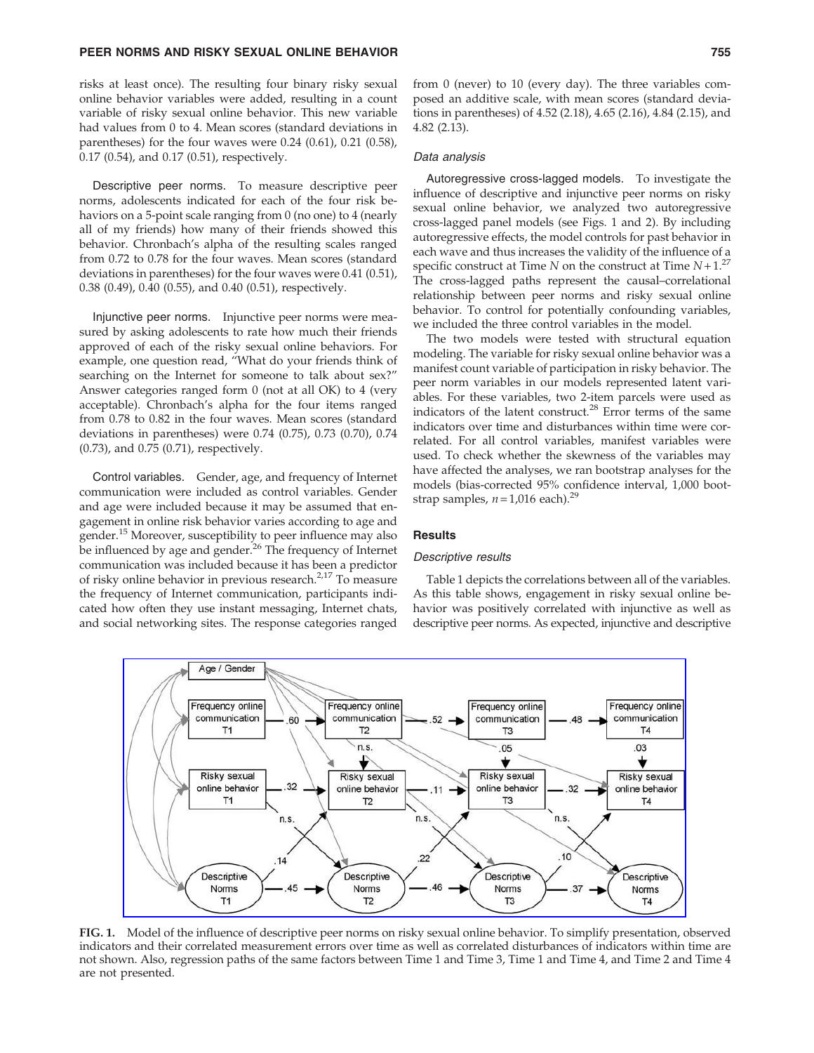risks at least once). The resulting four binary risky sexual online behavior variables were added, resulting in a count variable of risky sexual online behavior. This new variable had values from 0 to 4. Mean scores (standard deviations in parentheses) for the four waves were 0.24 (0.61), 0.21 (0.58), 0.17 (0.54), and 0.17 (0.51), respectively.

Descriptive peer norms. To measure descriptive peer norms, adolescents indicated for each of the four risk behaviors on a 5-point scale ranging from 0 (no one) to 4 (nearly all of my friends) how many of their friends showed this behavior. Chronbach's alpha of the resulting scales ranged from 0.72 to 0.78 for the four waves. Mean scores (standard deviations in parentheses) for the four waves were 0.41 (0.51), 0.38 (0.49), 0.40 (0.55), and 0.40 (0.51), respectively.

Injunctive peer norms. Injunctive peer norms were measured by asking adolescents to rate how much their friends approved of each of the risky sexual online behaviors. For example, one question read, "What do your friends think of searching on the Internet for someone to talk about sex?" Answer categories ranged form 0 (not at all OK) to 4 (very acceptable). Chronbach's alpha for the four items ranged from 0.78 to 0.82 in the four waves. Mean scores (standard deviations in parentheses) were 0.74 (0.75), 0.73 (0.70), 0.74 (0.73), and 0.75 (0.71), respectively.

Control variables. Gender, age, and frequency of Internet communication were included as control variables. Gender and age were included because it may be assumed that engagement in online risk behavior varies according to age and gender.[15] Moreover, susceptibility to peer influence may also be influenced by age and gender.[26] The frequency of Internet communication was included because it has been a predictor of risky online behavior in previous research.[2,17] To measure the frequency of Internet communication, participants indicated how often they use instant messaging, Internet chats, and social networking sites. The response categories ranged from 0 (never) to 10 (every day). The three variables composed an additive scale, with mean scores (standard deviations in parentheses) of 4.52 (2.18), 4.65 (2.16), 4.84 (2.15), and 4.82 (2.13).

### *Data analysis*

Autoregressive cross-lagged models. To investigate the influence of descriptive and injunctive peer norms on risky sexual online behavior, we analyzed two autoregressive cross-lagged panel models (see Figs. 1 and 2). By including autoregressive effects, the model controls for past behavior in each wave and thus increases the validity of the influence of a specific construct at Time $N$ on the construct at Time $N+1$.[27] The cross-lagged paths represent the causal–correlational relationship between peer norms and risky sexual online behavior. To control for potentially confounding variables, we included the three control variables in the model.

The two models were tested with structural equation modeling. The variable for risky sexual online behavior was a manifest count variable of participation in risky behavior. The peer norm variables in our models represented latent variables. For these variables, two 2-item parcels were used as indicators of the latent construct.[28] Error terms of the same indicators over time and disturbances within time were correlated. For all control variables, manifest variables were used. To check whether the skewness of the variables may have affected the analyses, we ran bootstrap analyses for the models (bias-corrected 95% confidence interval, 1,000 bootstrap samples, $n=1{,}016$ each).[29]

### Results

#### *Descriptive results*

Table 1 depicts the correlations between all of the variables. As this table shows, engagement in risky sexual online behavior was positively correlated with injunctive as well as descriptive peer norms. As expected, injunctive and descriptive

**FIG. 1.** Model of the influence of descriptive peer norms on risky sexual online behavior. To simplify presentation, observed indicators and their correlated measurement errors over time as well as correlated disturbances of indicators within time are not shown. Also, regression paths of the same factors between Time 1 and Time 3, Time 1 and Time 4, and Time 2 and Time 4 are not presented.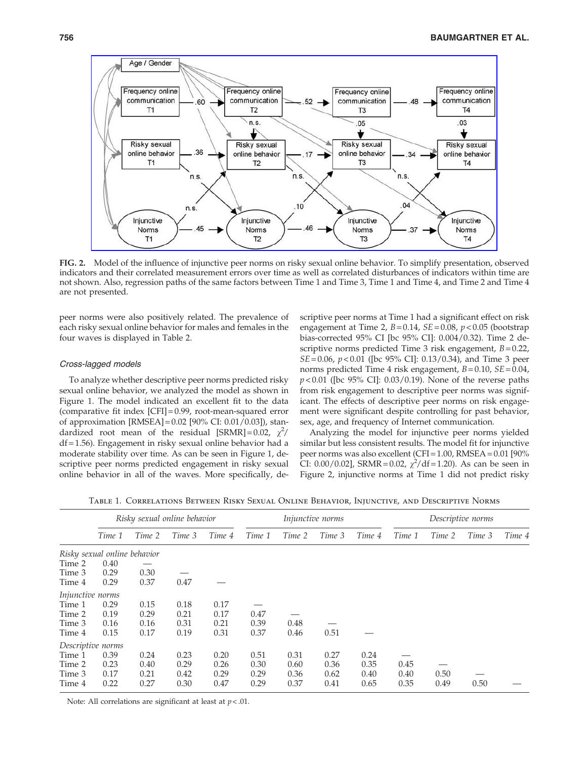**FIG. 2.** Model of the influence of injunctive peer norms on risky sexual online behavior. To simplify presentation, observed indicators and their correlated measurement errors over time as well as correlated disturbances of indicators within time are not shown. Also, regression paths of the same factors between Time 1 and Time 3, Time 1 and Time 4, and Time 2 and Time 4 are not presented.

peer norms were also positively related. The prevalence of each risky sexual online behavior for males and females in the four waves is displayed in Table 2.

### *Cross-lagged models*

To analyze whether descriptive peer norms predicted risky sexual online behavior, we analyzed the model as shown in Figure 1. The model indicated an excellent fit to the data (comparative fit index [CFI] = 0.99, root-mean-squared error of approximation [RMSEA] = 0.02 [90% CI: 0.01/0.03]), standardized root mean of the residual [SRMR] = 0.02, $\chi^2$/df = 1.56). Engagement in risky sexual online behavior had a moderate stability over time. As can be seen in Figure 1, descriptive peer norms predicted engagement in risky sexual online behavior in all of the waves. More specifically, descriptive peer norms at Time 1 had a significant effect on risk engagement at Time 2, $B = 0.14$, $SE = 0.08$, $p < 0.05$ (bootstrap bias-corrected 95% CI [bc 95% CI]: 0.004/0.32). Time 2 descriptive norms predicted Time 3 risk engagement, $B = 0.22$, $SE = 0.06$, $p < 0.01$ ([bc 95% CI]: 0.13/0.34), and Time 3 peer norms predicted Time 4 risk engagement, $B = 0.10$, $SE = 0.04$, $p < 0.01$ ([bc 95% CI]: 0.03/0.19). None of the reverse paths from risk engagement to descriptive peer norms was significant. The effects of descriptive peer norms on risk engagement were significant despite controlling for past behavior, sex, age, and frequency of Internet communication.

Analyzing the model for injunctive peer norms yielded similar but less consistent results. The model fit for injunctive peer norms was also excellent (CFI = 1.00, RMSEA = 0.01 [90% CI: 0.00/0.02], SRMR = 0.02, $\chi^2$/df = 1.20). As can be seen in Figure 2, injunctive norms at Time 1 did not predict risky

Table 1. Correlations Between Risky Sexual Online Behavior, Injunctive, and Descriptive Norms

| | *Risky sexual online behavior* | | | | *Injunctive norms* | | | | *Descriptive norms* | | | |
|---|---|---|---|---|---|---|---|---|---|---|---|---|
| | *Time 1* | *Time 2* | *Time 3* | *Time 4* | *Time 1* | *Time 2* | *Time 3* | *Time 4* | *Time 1* | *Time 2* | *Time 3* | *Time 4* |
| *Risky sexual online behavior* | | | | | | | | | | | | |
| Time 2 | 0.40 | — | | | | | | | | | | |
| Time 3 | 0.29 | 0.30 | — | | | | | | | | | |
| Time 4 | 0.29 | 0.37 | 0.47 | — | | | | | | | | |
| *Injunctive norms* | | | | | | | | | | | | |
| Time 1 | 0.29 | 0.15 | 0.18 | 0.17 | — | | | | | | | |
| Time 2 | 0.19 | 0.29 | 0.21 | 0.17 | 0.47 | — | | | | | | |
| Time 3 | 0.16 | 0.16 | 0.31 | 0.21 | 0.39 | 0.48 | — | | | | | |
| Time 4 | 0.15 | 0.17 | 0.19 | 0.31 | 0.37 | 0.46 | 0.51 | — | | | | |
| *Descriptive norms* | | | | | | | | | | | | |
| Time 1 | 0.39 | 0.24 | 0.23 | 0.20 | 0.51 | 0.31 | 0.27 | 0.24 | — | | | |
| Time 2 | 0.23 | 0.40 | 0.29 | 0.26 | 0.30 | 0.60 | 0.36 | 0.35 | 0.45 | — | | |
| Time 3 | 0.17 | 0.21 | 0.42 | 0.29 | 0.29 | 0.36 | 0.62 | 0.40 | 0.40 | 0.50 | — | |
| Time 4 | 0.22 | 0.27 | 0.30 | 0.47 | 0.29 | 0.37 | 0.41 | 0.65 | 0.35 | 0.49 | 0.50 | — |

Note: All correlations are significant at least at $p < .01$.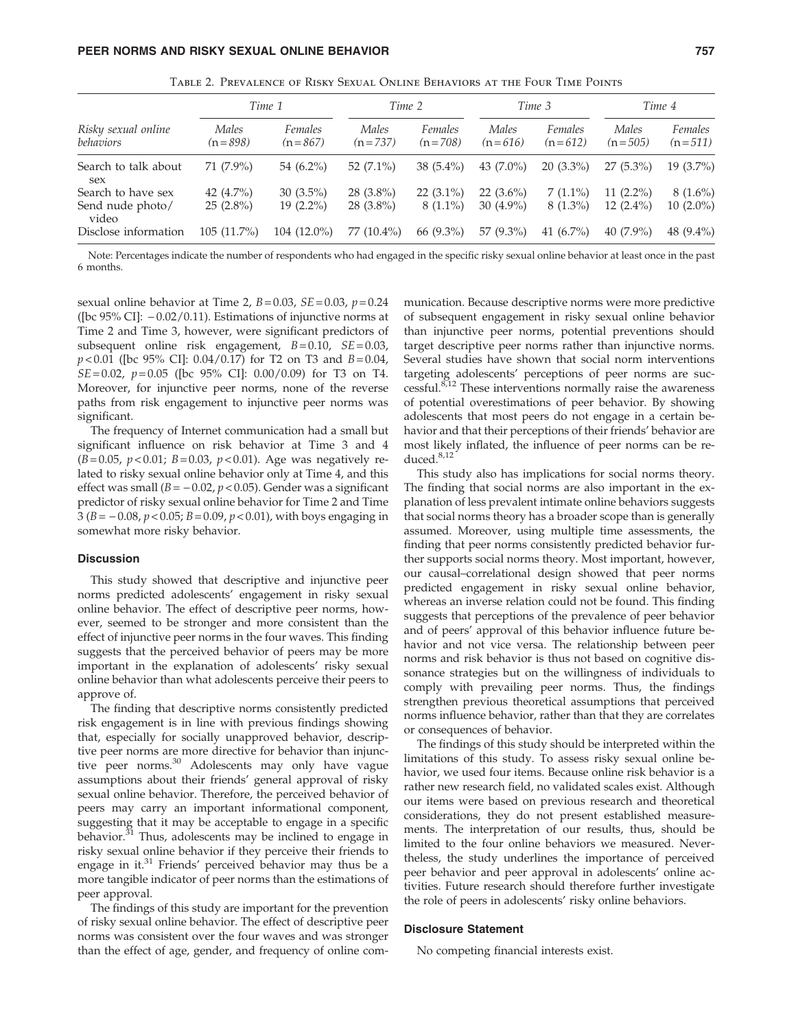Table 2. Prevalence of Risky Sexual Online Behaviors at the Four Time Points

| Risky sexual online behaviors | Time 1 | | Time 2 | | Time 3 | | Time 4 | |
|---|---|---|---|---|---|---|---|---|
| | Males (n = 898) | Females (n = 867) | Males (n = 737) | Females (n = 708) | Males (n = 616) | Females (n = 612) | Males (n = 505) | Females (n = 511) |
| Search to talk about sex | 71 (7.9%) | 54 (6.2%) | 52 (7.1%) | 38 (5.4%) | 43 (7.0%) | 20 (3.3%) | 27 (5.3%) | 19 (3.7%) |
| Search to have sex | 42 (4.7%) | 30 (3.5%) | 28 (3.8%) | 22 (3.1%) | 22 (3.6%) | 7 (1.1%) | 11 (2.2%) | 8 (1.6%) |
| Send nude photo/video | 25 (2.8%) | 19 (2.2%) | 28 (3.8%) | 8 (1.1%) | 30 (4.9%) | 8 (1.3%) | 12 (2.4%) | 10 (2.0%) |
| Disclose information | 105 (11.7%) | 104 (12.0%) | 77 (10.4%) | 66 (9.3%) | 57 (9.3%) | 41 (6.7%) | 40 (7.9%) | 48 (9.4%) |

Note: Percentages indicate the number of respondents who had engaged in the specific risky sexual online behavior at least once in the past 6 months.

sexual online behavior at Time 2, $B = 0.03$, $SE = 0.03$, $p = 0.24$ ([bc 95% CI]: −0.02/0.11). Estimations of injunctive norms at Time 2 and Time 3, however, were significant predictors of subsequent online risk engagement, $B = 0.10$, $SE = 0.03$, $p < 0.01$ ([bc 95% CI]: 0.04/0.17) for T2 on T3 and $B = 0.04$, $SE = 0.02$, $p = 0.05$ ([bc 95% CI]: 0.00/0.09) for T3 on T4. Moreover, for injunctive peer norms, none of the reverse paths from risk engagement to injunctive peer norms was significant.

The frequency of Internet communication had a small but significant influence on risk behavior at Time 3 and 4 ($B = 0.05$, $p < 0.01$; $B = 0.03$, $p < 0.01$). Age was negatively related to risky sexual online behavior only at Time 4, and this effect was small ($B = -0.02$, $p < 0.05$). Gender was a significant predictor of risky sexual online behavior for Time 2 and Time 3 ($B = -0.08$, $p < 0.05$; $B = 0.09$, $p < 0.01$), with boys engaging in somewhat more risky behavior.

### Discussion

This study showed that descriptive and injunctive peer norms predicted adolescents' engagement in risky sexual online behavior. The effect of descriptive peer norms, however, seemed to be stronger and more consistent than the effect of injunctive peer norms in the four waves. This finding suggests that the perceived behavior of peers may be more important in the explanation of adolescents' risky sexual online behavior than what adolescents perceive their peers to approve of.

The finding that descriptive norms consistently predicted risk engagement is in line with previous findings showing that, especially for socially unapproved behavior, descriptive peer norms are more directive for behavior than injunctive peer norms.[30] Adolescents may only have vague assumptions about their friends' general approval of risky sexual online behavior. Therefore, the perceived behavior of peers may carry an important informational component, suggesting that it may be acceptable to engage in a specific behavior.[31] Thus, adolescents may be inclined to engage in risky sexual online behavior if they perceive their friends to engage in it.[31] Friends' perceived behavior may thus be a more tangible indicator of peer norms than the estimations of peer approval.

The findings of this study are important for the prevention of risky sexual online behavior. The effect of descriptive peer norms was consistent over the four waves and was stronger than the effect of age, gender, and frequency of online communication. Because descriptive norms were more predictive of subsequent engagement in risky sexual online behavior than injunctive peer norms, potential preventions should target descriptive peer norms rather than injunctive norms. Several studies have shown that social norm interventions targeting adolescents' perceptions of peer norms are successful.[8,12] These interventions normally raise the awareness of potential overestimations of peer behavior. By showing adolescents that most peers do not engage in a certain behavior and that their perceptions of their friends' behavior are most likely inflated, the influence of peer norms can be reduced.[8,12]

This study also has implications for social norms theory. The finding that social norms are also important in the explanation of less prevalent intimate online behaviors suggests that social norms theory has a broader scope than is generally assumed. Moreover, using multiple time assessments, the finding that peer norms consistently predicted behavior further supports social norms theory. Most important, however, our causal–correlational design showed that peer norms predicted engagement in risky sexual online behavior, whereas an inverse relation could not be found. This finding suggests that perceptions of the prevalence of peer behavior and of peers' approval of this behavior influence future behavior and not vice versa. The relationship between peer norms and risk behavior is thus not based on cognitive dissonance strategies but on the willingness of individuals to comply with prevailing peer norms. Thus, the findings strengthen previous theoretical assumptions that perceived norms influence behavior, rather than that they are correlates or consequences of behavior.

The findings of this study should be interpreted within the limitations of this study. To assess risky sexual online behavior, we used four items. Because online risk behavior is a rather new research field, no validated scales exist. Although our items were based on previous research and theoretical considerations, they do not present established measurements. The interpretation of our results, thus, should be limited to the four online behaviors we measured. Nevertheless, the study underlines the importance of perceived peer behavior and peer approval in adolescents' online activities. Future research should therefore further investigate the role of peers in adolescents' risky online behaviors.

### Disclosure Statement

No competing financial interests exist.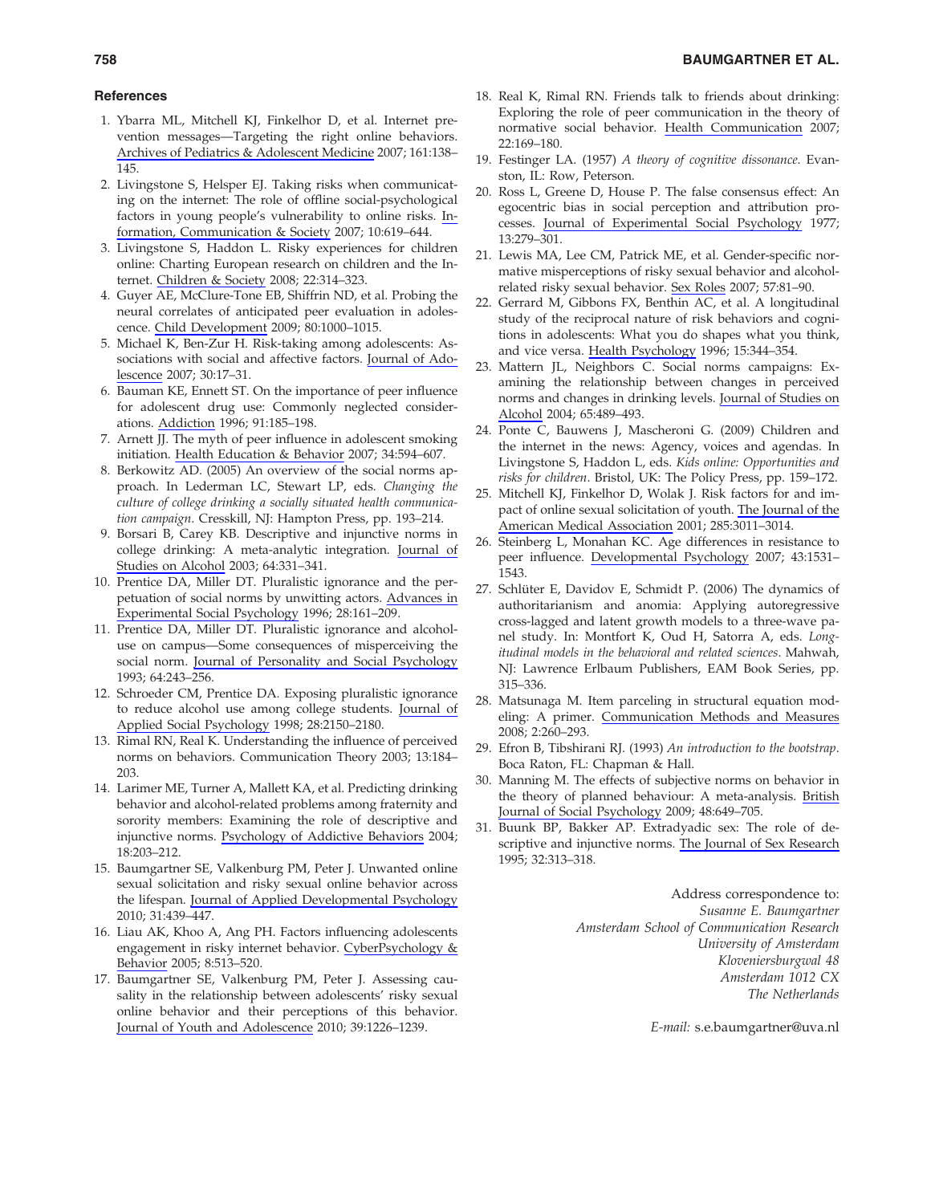## References

1. Ybarra ML, Mitchell KJ, Finkelhor D, et al. Internet prevention messages—Targeting the right online behaviors. Archives of Pediatrics & Adolescent Medicine 2007; 161:138–145.
2. Livingstone S, Helsper EJ. Taking risks when communicating on the internet: The role of offline social-psychological factors in young people's vulnerability to online risks. Information, Communication & Society 2007; 10:619–644.
3. Livingstone S, Haddon L. Risky experiences for children online: Charting European research on children and the Internet. Children & Society 2008; 22:314–323.
4. Guyer AE, McClure-Tone EB, Shiffrin ND, et al. Probing the neural correlates of anticipated peer evaluation in adolescence. Child Development 2009; 80:1000–1015.
5. Michael K, Ben-Zur H. Risk-taking among adolescents: Associations with social and affective factors. Journal of Adolescence 2007; 30:17–31.
6. Bauman KE, Ennett ST. On the importance of peer influence for adolescent drug use: Commonly neglected considerations. Addiction 1996; 91:185–198.
7. Arnett JJ. The myth of peer influence in adolescent smoking initiation. Health Education & Behavior 2007; 34:594–607.
8. Berkowitz AD. (2005) An overview of the social norms approach. In Lederman LC, Stewart LP, eds. *Changing the culture of college drinking a socially situated health communication campaign*. Cresskill, NJ: Hampton Press, pp. 193–214.
9. Borsari B, Carey KB. Descriptive and injunctive norms in college drinking: A meta-analytic integration. Journal of Studies on Alcohol 2003; 64:331–341.
10. Prentice DA, Miller DT. Pluralistic ignorance and the perpetuation of social norms by unwitting actors. Advances in Experimental Social Psychology 1996; 28:161–209.
11. Prentice DA, Miller DT. Pluralistic ignorance and alcohol-use on campus—Some consequences of misperceiving the social norm. Journal of Personality and Social Psychology 1993; 64:243–256.
12. Schroeder CM, Prentice DA. Exposing pluralistic ignorance to reduce alcohol use among college students. Journal of Applied Social Psychology 1998; 28:2150–2180.
13. Rimal RN, Real K. Understanding the influence of perceived norms on behaviors. Communication Theory 2003; 13:184–203.
14. Larimer ME, Turner A, Mallett KA, et al. Predicting drinking behavior and alcohol-related problems among fraternity and sorority members: Examining the role of descriptive and injunctive norms. Psychology of Addictive Behaviors 2004; 18:203–212.
15. Baumgartner SE, Valkenburg PM, Peter J. Unwanted online sexual solicitation and risky sexual online behavior across the lifespan. Journal of Applied Developmental Psychology 2010; 31:439–447.
16. Liau AK, Khoo A, Ang PH. Factors influencing adolescents engagement in risky internet behavior. CyberPsychology & Behavior 2005; 8:513–520.
17. Baumgartner SE, Valkenburg PM, Peter J. Assessing causality in the relationship between adolescents' risky sexual online behavior and their perceptions of this behavior. Journal of Youth and Adolescence 2010; 39:1226–1239.
18. Real K, Rimal RN. Friends talk to friends about drinking: Exploring the role of peer communication in the theory of normative social behavior. Health Communication 2007; 22:169–180.
19. Festinger LA. (1957) *A theory of cognitive dissonance*. Evanston, IL: Row, Peterson.
20. Ross L, Greene D, House P. The false consensus effect: An egocentric bias in social perception and attribution processes. Journal of Experimental Social Psychology 1977; 13:279–301.
21. Lewis MA, Lee CM, Patrick ME, et al. Gender-specific normative misperceptions of risky sexual behavior and alcohol-related risky sexual behavior. Sex Roles 2007; 57:81–90.
22. Gerrard M, Gibbons FX, Benthin AC, et al. A longitudinal study of the reciprocal nature of risk behaviors and cognitions in adolescents: What you do shapes what you think, and vice versa. Health Psychology 1996; 15:344–354.
23. Mattern JL, Neighbors C. Social norms campaigns: Examining the relationship between changes in perceived norms and changes in drinking levels. Journal of Studies on Alcohol 2004; 65:489–493.
24. Ponte C, Bauwens J, Mascheroni G. (2009) Children and the internet in the news: Agency, voices and agendas. In Livingstone S, Haddon L, eds. *Kids online: Opportunities and risks for children*. Bristol, UK: The Policy Press, pp. 159–172.
25. Mitchell KJ, Finkelhor D, Wolak J. Risk factors for and impact of online sexual solicitation of youth. The Journal of the American Medical Association 2001; 285:3011–3014.
26. Steinberg L, Monahan KC. Age differences in resistance to peer influence. Developmental Psychology 2007; 43:1531–1543.
27. Schlüter E, Davidov E, Schmidt P. (2006) The dynamics of authoritarianism and anomia: Applying autoregressive cross-lagged and latent growth models to a three-wave panel study. In: Montfort K, Oud H, Satorra A, eds. *Longitudinal models in the behavioral and related sciences*. Mahwah, NJ: Lawrence Erlbaum Publishers, EAM Book Series, pp. 315–336.
28. Matsunaga M. Item parceling in structural equation modeling: A primer. Communication Methods and Measures 2008; 2:260–293.
29. Efron B, Tibshirani RJ. (1993) *An introduction to the bootstrap*. Boca Raton, FL: Chapman & Hall.
30. Manning M. The effects of subjective norms on behavior in the theory of planned behaviour: A meta-analysis. British Journal of Social Psychology 2009; 48:649–705.
31. Buunk BP, Bakker AP. Extradyadic sex: The role of descriptive and injunctive norms. The Journal of Sex Research 1995; 32:313–318.

Address correspondence to:
*Susanne E. Baumgartner*
*Amsterdam School of Communication Research*
*University of Amsterdam*
*Kloveniersburgwal 48*
*Amsterdam 1012 CX*
*The Netherlands*

*E-mail:* s.e.baumgartner@uva.nl